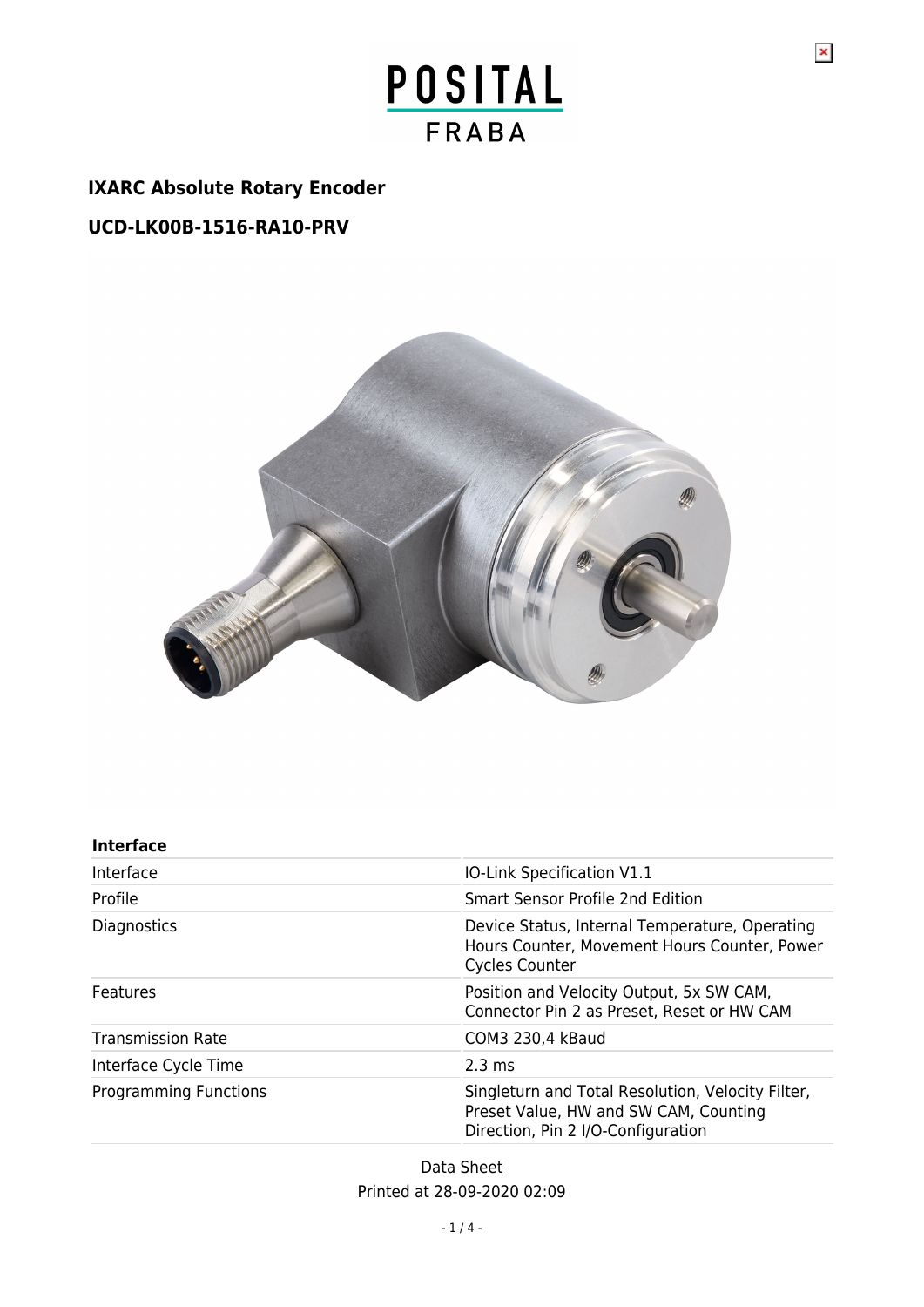# IXARC Absolute Rotary Encoder

## UCD-LK00B-1516-RA10-PRV

### Interface

| | |
|---|---|
| Interface | IO-Link Specification V1.1 |
| Profile | Smart Sensor Profile 2nd Edition |
| Diagnostics | Device Status, Internal Temperature, Operating Hours Counter, Movement Hours Counter, Power Cycles Counter |
| Features | Position and Velocity Output, 5x SW CAM, Connector Pin 2 as Preset, Reset or HW CAM |
| Transmission Rate | COM3 230,4 kBaud |
| Interface Cycle Time | 2.3 ms |
| Programming Functions | Singleturn and Total Resolution, Velocity Filter, Preset Value, HW and SW CAM, Counting Direction, Pin 2 I/O-Configuration |

Data Sheet
Printed at 28-09-2020 02:09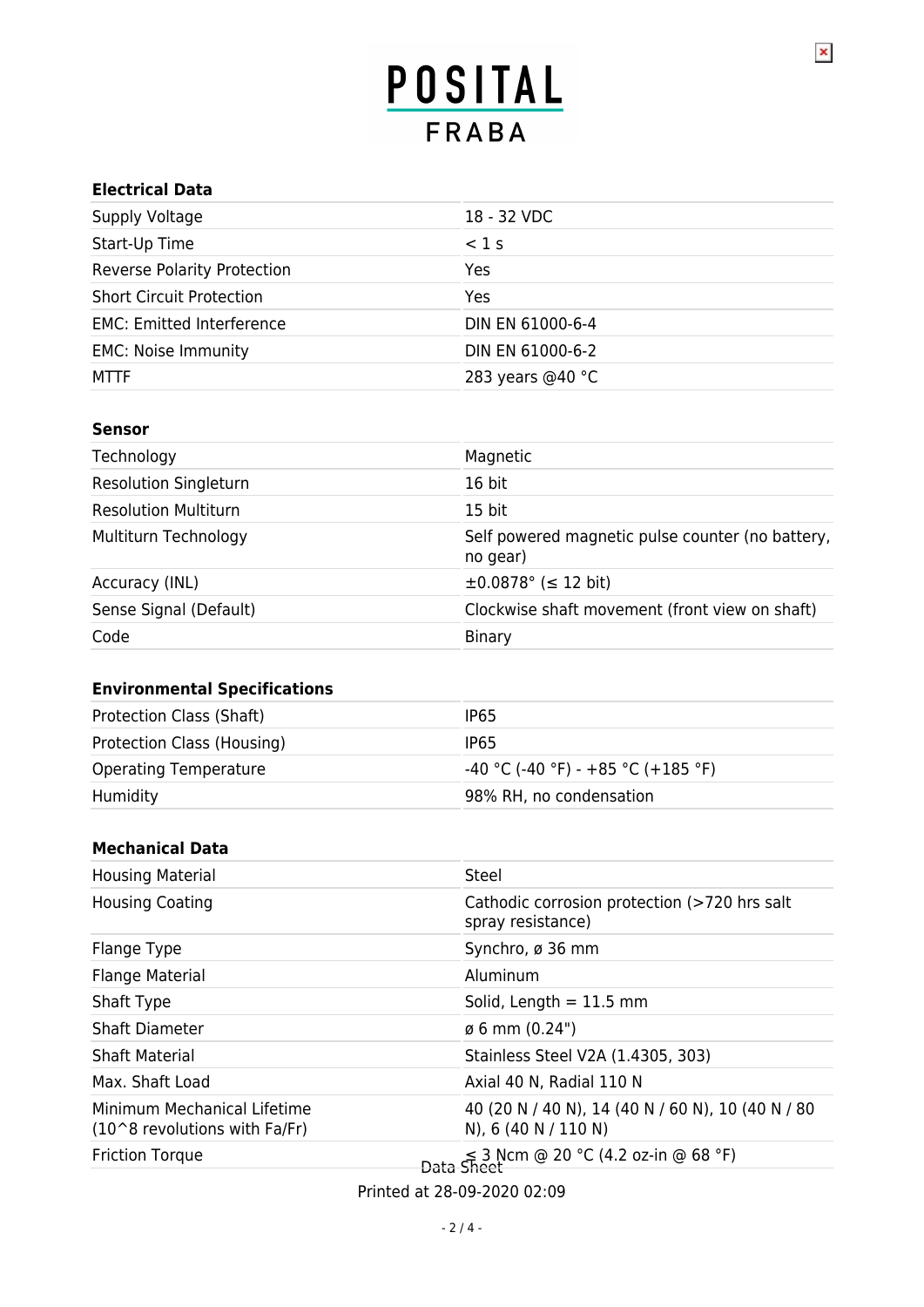### Electrical Data

| | |
|---|---|
| Supply Voltage | 18 - 32 VDC |
| Start-Up Time | < 1 s |
| Reverse Polarity Protection | Yes |
| Short Circuit Protection | Yes |
| EMC: Emitted Interference | DIN EN 61000-6-4 |
| EMC: Noise Immunity | DIN EN 61000-6-2 |
| MTTF | 283 years @40 °C |

### Sensor

| | |
|---|---|
| Technology | Magnetic |
| Resolution Singleturn | 16 bit |
| Resolution Multiturn | 15 bit |
| Multiturn Technology | Self powered magnetic pulse counter (no battery, no gear) |
| Accuracy (INL) | ±0.0878° (≤ 12 bit) |
| Sense Signal (Default) | Clockwise shaft movement (front view on shaft) |
| Code | Binary |

### Environmental Specifications

| | |
|---|---|
| Protection Class (Shaft) | IP65 |
| Protection Class (Housing) | IP65 |
| Operating Temperature | -40 °C (-40 °F) - +85 °C (+185 °F) |
| Humidity | 98% RH, no condensation |

### Mechanical Data

| | |
|---|---|
| Housing Material | Steel |
| Housing Coating | Cathodic corrosion protection (>720 hrs salt spray resistance) |
| Flange Type | Synchro, ø 36 mm |
| Flange Material | Aluminum |
| Shaft Type | Solid, Length = 11.5 mm |
| Shaft Diameter | ø 6 mm (0.24") |
| Shaft Material | Stainless Steel V2A (1.4305, 303) |
| Max. Shaft Load | Axial 40 N, Radial 110 N |
| Minimum Mechanical Lifetime ($10^8$ revolutions with Fa/Fr) | 40 (20 N / 40 N), 14 (40 N / 60 N), 10 (40 N / 80 N), 6 (40 N / 110 N) |
| Friction Torque | ≤ 3 Ncm @ 20 °C (4.2 oz-in @ 68 °F) |

Data Sheet

Printed at 28-09-2020 02:09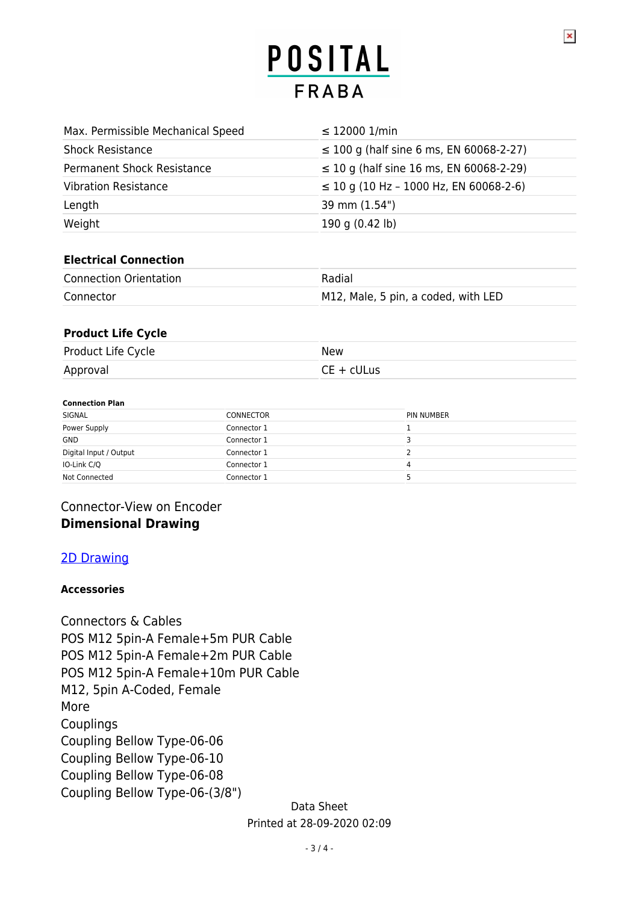| | |
|---|---|
| Max. Permissible Mechanical Speed | ≤ 12000 1/min |
| Shock Resistance | ≤ 100 g (half sine 6 ms, EN 60068-2-27) |
| Permanent Shock Resistance | ≤ 10 g (half sine 16 ms, EN 60068-2-29) |
| Vibration Resistance | ≤ 10 g (10 Hz – 1000 Hz, EN 60068-2-6) |
| Length | 39 mm (1.54") |
| Weight | 190 g (0.42 lb) |

**Electrical Connection**

| | |
|---|---|
| Connection Orientation | Radial |
| Connector | M12, Male, 5 pin, a coded, with LED |

**Product Life Cycle**

| | |
|---|---|
| Product Life Cycle | New |
| Approval | CE + cULus |

**Connection Plan**

| SIGNAL | CONNECTOR | PIN NUMBER |
|---|---|---|
| Power Supply | Connector 1 | 1 |
| GND | Connector 1 | 3 |
| Digital Input / Output | Connector 1 | 2 |
| IO-Link C/Q | Connector 1 | 4 |
| Not Connected | Connector 1 | 5 |

Connector-View on Encoder

**Dimensional Drawing**

[2D Drawing]

**Accessories**

Connectors & Cables
POS M12 5pin-A Female+5m PUR Cable
POS M12 5pin-A Female+2m PUR Cable
POS M12 5pin-A Female+10m PUR Cable
M12, 5pin A-Coded, Female
More
Couplings
Coupling Bellow Type-06-06
Coupling Bellow Type-06-10
Coupling Bellow Type-06-08
Coupling Bellow Type-06-(3/8")

Data Sheet
Printed at 28-09-2020 02:09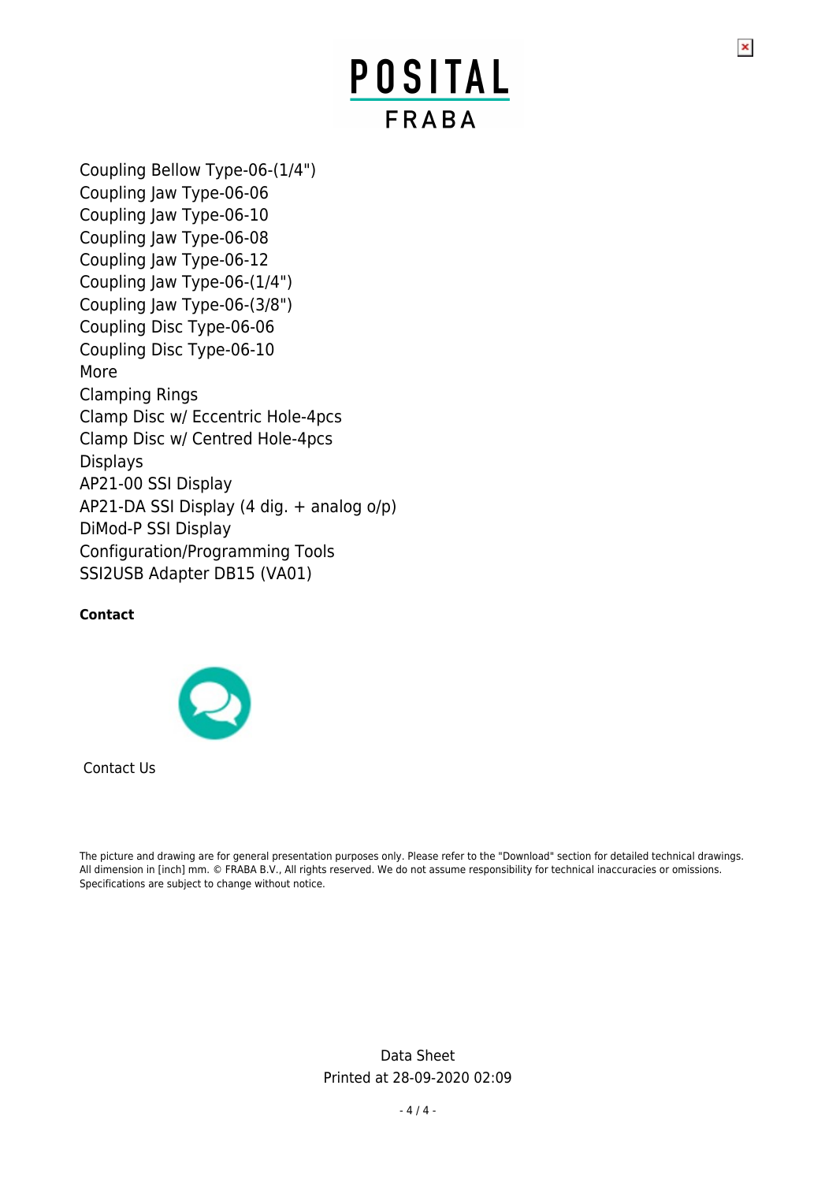Coupling Bellow Type-06-(1/4")
Coupling Jaw Type-06-06
Coupling Jaw Type-06-10
Coupling Jaw Type-06-08
Coupling Jaw Type-06-12
Coupling Jaw Type-06-(1/4")
Coupling Jaw Type-06-(3/8")
Coupling Disc Type-06-06
Coupling Disc Type-06-10
More
Clamping Rings
Clamp Disc w/ Eccentric Hole-4pcs
Clamp Disc w/ Centred Hole-4pcs
Displays
AP21-00 SSI Display
AP21-DA SSI Display (4 dig. + analog o/p)
DiMod-P SSI Display
Configuration/Programming Tools
SSI2USB Adapter DB15 (VA01)

**Contact**

Contact Us

The picture and drawing are for general presentation purposes only. Please refer to the "Download" section for detailed technical drawings. All dimension in [inch] mm. © FRABA B.V., All rights reserved. We do not assume responsibility for technical inaccuracies or omissions. Specifications are subject to change without notice.

Data Sheet
Printed at 28-09-2020 02:09